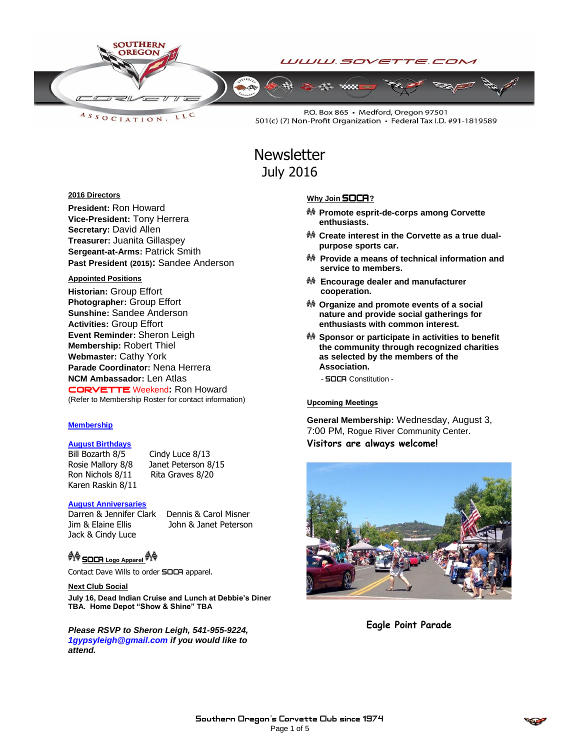SOUTHERN OREGON CORVETTE ASSOCIATION, LLC

WWW.SOVETTE.COM

P.O. Box 865 • Medford, Oregon 97501
501(c) (7) Non-Profit Organization • Federal Tax I.D. #91-1819589

# Newsletter
## July 2016

**2016 Directors**

**President:** Ron Howard
**Vice-President:** Tony Herrera
**Secretary:** David Allen
**Treasurer:** Juanita Gillaspey
**Sergeant-at-Arms:** Patrick Smith
**Past President (2015):** Sandee Anderson

**Appointed Positions**

**Historian:** Group Effort
**Photographer:** Group Effort
**Sunshine:** Sandee Anderson
**Activities:** Group Effort
**Event Reminder:** Sheron Leigh
**Membership:** Robert Thiel
**Webmaster:** Cathy York
**Parade Coordinator:** Nena Herrera
**NCM Ambassador:** Len Atlas
**CORVETTE Weekend:** Ron Howard
(Refer to Membership Roster for contact information)

**Membership**

**August Birthdays**

Bill Bozarth 8/5
Rosie Mallory 8/8
Ron Nichols 8/11
Karen Raskin 8/11
Cindy Luce 8/13
Janet Peterson 8/15
Rita Graves 8/20

**August Anniversaries**

Darren & Jennifer Clark
Jim & Elaine Ellis
Jack & Cindy Luce
Dennis & Carol Misner
John & Janet Peterson

**SOCA Logo Apparel**

Contact Dave Wills to order SOCA apparel.

**Next Club Social**

**July 16, Dead Indian Cruise and Lunch at Debbie's Diner TBA. Home Depot "Show & Shine" TBA**

***Please RSVP to Sheron Leigh, 541-955-9224, 1gypsyleigh@gmail.com if you would like to attend.***

**Why Join SOCA?**

- **Promote esprit-de-corps among Corvette enthusiasts.**
- **Create interest in the Corvette as a true dual-purpose sports car.**
- **Provide a means of technical information and service to members.**
- **Encourage dealer and manufacturer cooperation.**
- **Organize and promote events of a social nature and provide social gatherings for enthusiasts with common interest.**
- **Sponsor or participate in activities to benefit the community through recognized charities as selected by the members of the Association.**

- SOCA Constitution -

**Upcoming Meetings**

**General Membership:** Wednesday, August 3, 7:00 PM, Rogue River Community Center.
**Visitors are always welcome!**

**Eagle Point Parade**

Southern Oregon's Corvette Club since 1974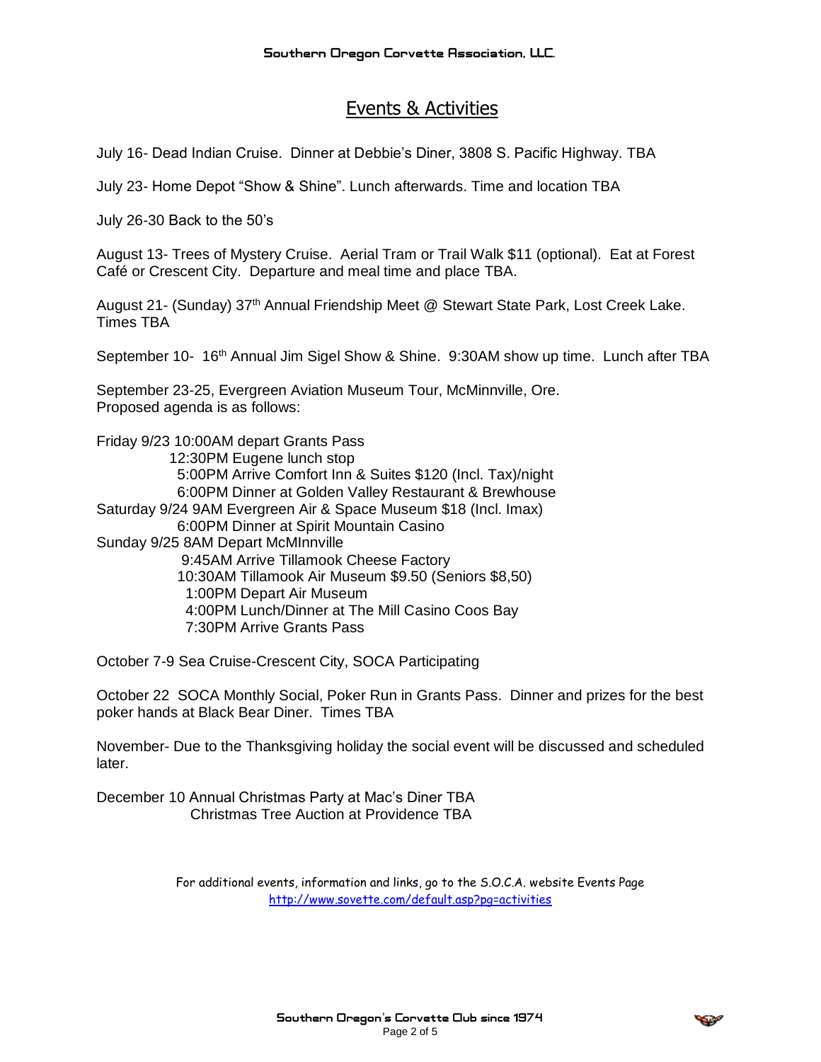# Events & Activities

July 16- Dead Indian Cruise. Dinner at Debbie's Diner, 3808 S. Pacific Highway. TBA

July 23- Home Depot "Show & Shine". Lunch afterwards. Time and location TBA

July 26-30 Back to the 50's

August 13- Trees of Mystery Cruise. Aerial Tram or Trail Walk $11 (optional). Eat at Forest Café or Crescent City. Departure and meal time and place TBA.

August 21- (Sunday) 37th Annual Friendship Meet @ Stewart State Park, Lost Creek Lake. Times TBA

September 10- 16th Annual Jim Sigel Show & Shine. 9:30AM show up time. Lunch after TBA

September 23-25, Evergreen Aviation Museum Tour, McMinnville, Ore.
Proposed agenda is as follows:

Friday 9/23 10:00AM depart Grants Pass
12:30PM Eugene lunch stop
5:00PM Arrive Comfort Inn & Suites $120 (Incl. Tax)/night
6:00PM Dinner at Golden Valley Restaurant & Brewhouse
Saturday 9/24 9AM Evergreen Air & Space Museum $18 (Incl. Imax)
6:00PM Dinner at Spirit Mountain Casino
Sunday 9/25 8AM Depart McMInnville
9:45AM Arrive Tillamook Cheese Factory
10:30AM Tillamook Air Museum $9.50 (Seniors $8,50)
1:00PM Depart Air Museum
4:00PM Lunch/Dinner at The Mill Casino Coos Bay
7:30PM Arrive Grants Pass

October 7-9 Sea Cruise-Crescent City, SOCA Participating

October 22 SOCA Monthly Social, Poker Run in Grants Pass. Dinner and prizes for the best poker hands at Black Bear Diner. Times TBA

November- Due to the Thanksgiving holiday the social event will be discussed and scheduled later.

December 10 Annual Christmas Party at Mac's Diner TBA
Christmas Tree Auction at Providence TBA

For additional events, information and links, go to the S.O.C.A. website Events Page
http://www.sovette.com/default.asp?pg=activities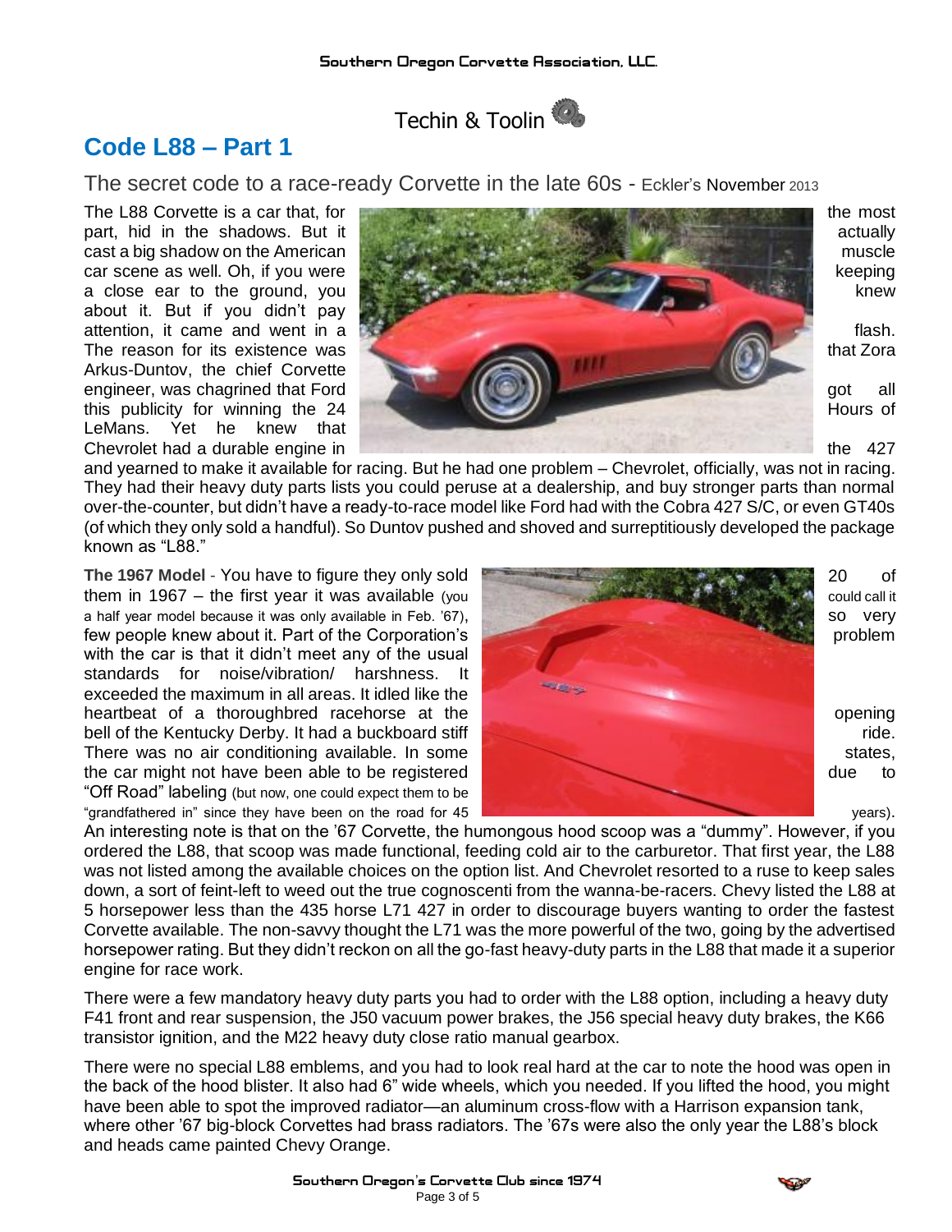Techin & Toolin

# Code L88 – Part 1

## The secret code to a race-ready Corvette in the late 60s - Eckler's November 2013

The L88 Corvette is a car that, for the most part, hid in the shadows. But it actually cast a big shadow on the American muscle car scene as well. Oh, if you were keeping a close ear to the ground, you knew about it. But if you didn't pay attention, it came and went in a flash. The reason for its existence was that Zora Arkus-Duntov, the chief Corvette engineer, was chagrined that Ford got all this publicity for winning the 24 Hours of LeMans. Yet he knew that Chevrolet had a durable engine in the 427 and yearned to make it available for racing. But he had one problem – Chevrolet, officially, was not in racing. They had their heavy duty parts lists you could peruse at a dealership, and buy stronger parts than normal over-the-counter, but didn't have a ready-to-race model like Ford had with the Cobra 427 S/C, or even GT40s (of which they only sold a handful). So Duntov pushed and shoved and surreptitiously developed the package known as "L88."

**The 1967 Model** - You have to figure they only sold 20 of them in 1967 – the first year it was available (you could call it a half year model because it was only available in Feb. '67), so very few people knew about it. Part of the Corporation's problem with the car is that it didn't meet any of the usual standards for noise/vibration/ harshness. It exceeded the maximum in all areas. It idled like the heartbeat of a thoroughbred racehorse at the opening bell of the Kentucky Derby. It had a buckboard stiff ride. There was no air conditioning available. In some states, the car might not have been able to be registered due to "Off Road" labeling (but now, one could expect them to be "grandfathered in" since they have been on the road for 45 years). An interesting note is that on the '67 Corvette, the humongous hood scoop was a "dummy". However, if you ordered the L88, that scoop was made functional, feeding cold air to the carburetor. That first year, the L88 was not listed among the available choices on the option list. And Chevrolet resorted to a ruse to keep sales down, a sort of feint-left to weed out the true cognoscenti from the wanna-be-racers. Chevy listed the L88 at 5 horsepower less than the 435 horse L71 427 in order to discourage buyers wanting to order the fastest Corvette available. The non-savvy thought the L71 was the more powerful of the two, going by the advertised horsepower rating. But they didn't reckon on all the go-fast heavy-duty parts in the L88 that made it a superior engine for race work.

There were a few mandatory heavy duty parts you had to order with the L88 option, including a heavy duty F41 front and rear suspension, the J50 vacuum power brakes, the J56 special heavy duty brakes, the K66 transistor ignition, and the M22 heavy duty close ratio manual gearbox.

There were no special L88 emblems, and you had to look real hard at the car to note the hood was open in the back of the hood blister. It also had 6" wide wheels, which you needed. If you lifted the hood, you might have been able to spot the improved radiator—an aluminum cross-flow with a Harrison expansion tank, where other '67 big-block Corvettes had brass radiators. The '67s were also the only year the L88's block and heads came painted Chevy Orange.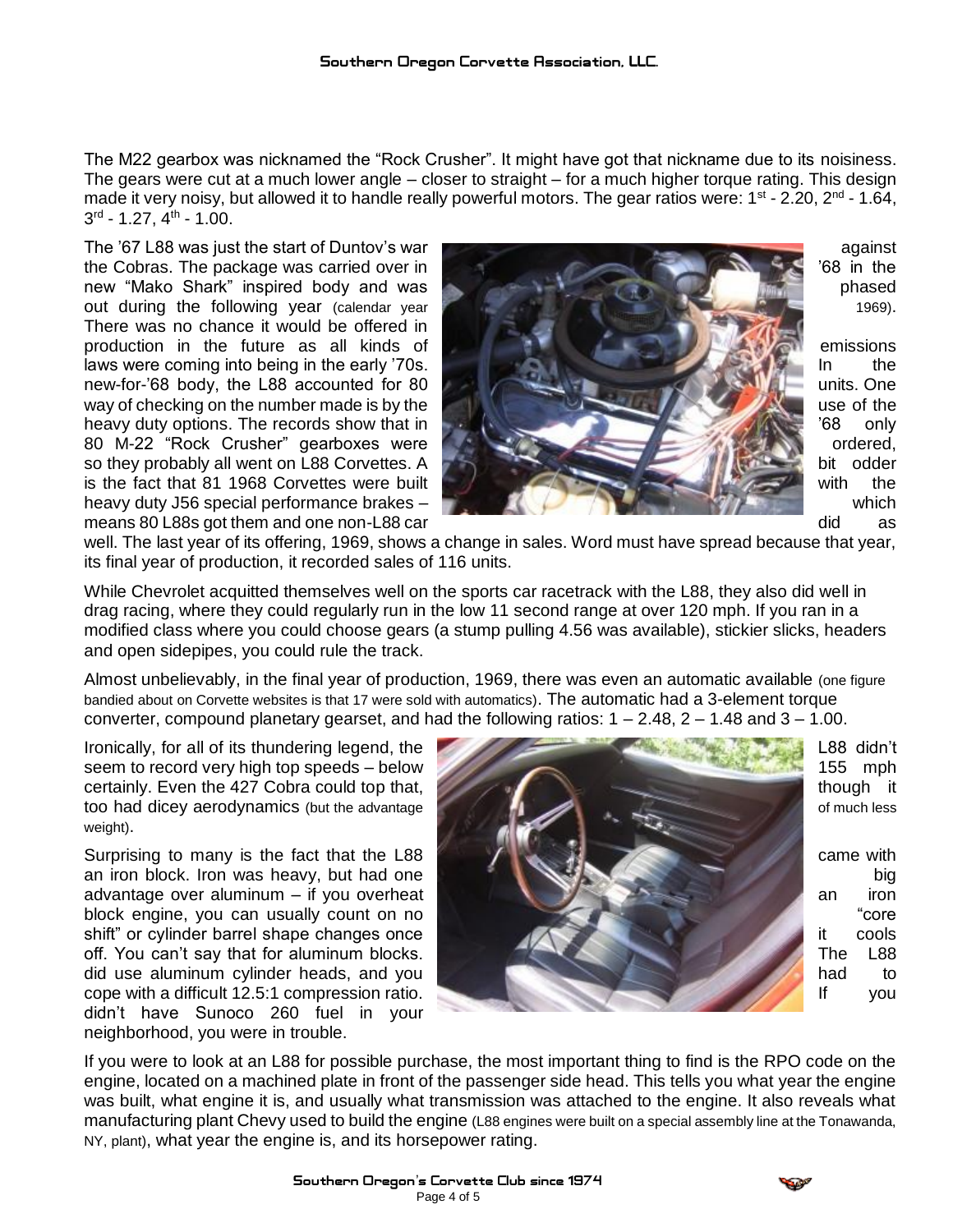The M22 gearbox was nicknamed the "Rock Crusher". It might have got that nickname due to its noisiness. The gears were cut at a much lower angle – closer to straight – for a much higher torque rating. This design made it very noisy, but allowed it to handle really powerful motors. The gear ratios were: 1st - 2.20, 2nd - 1.64, 3rd - 1.27, 4th - 1.00.

The '67 L88 was just the start of Duntov's war against the Cobras. The package was carried over in '68 in the new "Mako Shark" inspired body and was phased out during the following year (calendar year 1969). There was no chance it would be offered in production in the future as all kinds of emissions laws were coming into being in the early '70s. In the new-for-'68 body, the L88 accounted for 80 units. One way of checking on the number made is by the use of the heavy duty options. The records show that in '68 only 80 M-22 "Rock Crusher" gearboxes were ordered, so they probably all went on L88 Corvettes. A bit odder is the fact that 81 1968 Corvettes were built with the heavy duty J56 special performance brakes – which means 80 L88s got them and one non-L88 car did as well. The last year of its offering, 1969, shows a change in sales. Word must have spread because that year, its final year of production, it recorded sales of 116 units.

While Chevrolet acquitted themselves well on the sports car racetrack with the L88, they also did well in drag racing, where they could regularly run in the low 11 second range at over 120 mph. If you ran in a modified class where you could choose gears (a stump pulling 4.56 was available), stickier slicks, headers and open sidepipes, you could rule the track.

Almost unbelievably, in the final year of production, 1969, there was even an automatic available (one figure bandied about on Corvette websites is that 17 were sold with automatics). The automatic had a 3-element torque converter, compound planetary gearset, and had the following ratios: 1 – 2.48, 2 – 1.48 and 3 – 1.00.

Ironically, for all of its thundering legend, the L88 didn't seem to record very high top speeds – below 155 mph certainly. Even the 427 Cobra could top that, though it too had dicey aerodynamics (but the advantage of much less weight).

Surprising to many is the fact that the L88 came with an iron block. Iron was heavy, but had one big advantage over aluminum – if you overheat an iron block engine, you can usually count on no "core shift" or cylinder barrel shape changes once it cools off. You can't say that for aluminum blocks. The L88 did use aluminum cylinder heads, and you had to cope with a difficult 12.5:1 compression ratio. If you didn't have Sunoco 260 fuel in your neighborhood, you were in trouble.

If you were to look at an L88 for possible purchase, the most important thing to find is the RPO code on the engine, located on a machined plate in front of the passenger side head. This tells you what year the engine was built, what engine it is, and usually what transmission was attached to the engine. It also reveals what manufacturing plant Chevy used to build the engine (L88 engines were built on a special assembly line at the Tonawanda, NY, plant), what year the engine is, and its horsepower rating.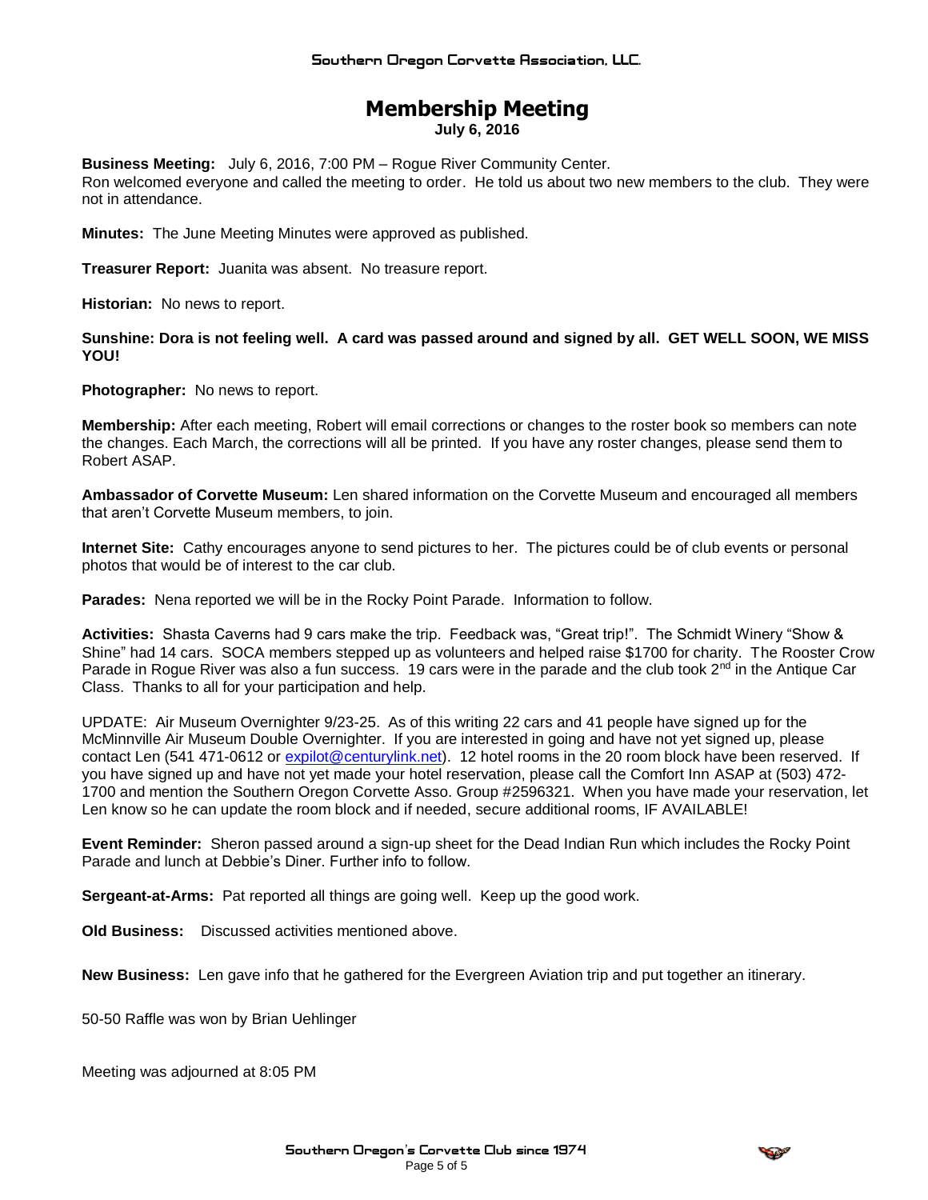Southern Oregon Corvette Association, LLC.

# Membership Meeting

**July 6, 2016**

**Business Meeting:** July 6, 2016, 7:00 PM – Rogue River Community Center.
Ron welcomed everyone and called the meeting to order. He told us about two new members to the club. They were not in attendance.

**Minutes:** The June Meeting Minutes were approved as published.

**Treasurer Report:** Juanita was absent. No treasure report.

**Historian:** No news to report.

**Sunshine: Dora is not feeling well. A card was passed around and signed by all. GET WELL SOON, WE MISS YOU!**

**Photographer:** No news to report.

**Membership:** After each meeting, Robert will email corrections or changes to the roster book so members can note the changes. Each March, the corrections will all be printed. If you have any roster changes, please send them to Robert ASAP.

**Ambassador of Corvette Museum:** Len shared information on the Corvette Museum and encouraged all members that aren't Corvette Museum members, to join.

**Internet Site:** Cathy encourages anyone to send pictures to her. The pictures could be of club events or personal photos that would be of interest to the car club.

**Parades:** Nena reported we will be in the Rocky Point Parade. Information to follow.

**Activities:** Shasta Caverns had 9 cars make the trip. Feedback was, "Great trip!". The Schmidt Winery "Show & Shine" had 14 cars. SOCA members stepped up as volunteers and helped raise $1700 for charity. The Rooster Crow Parade in Rogue River was also a fun success. 19 cars were in the parade and the club took 2nd in the Antique Car Class. Thanks to all for your participation and help.

UPDATE: Air Museum Overnighter 9/23-25. As of this writing 22 cars and 41 people have signed up for the McMinnville Air Museum Double Overnighter. If you are interested in going and have not yet signed up, please contact Len (541 471-0612 or expilot@centurylink.net). 12 hotel rooms in the 20 room block have been reserved. If you have signed up and have not yet made your hotel reservation, please call the Comfort Inn ASAP at (503) 472-1700 and mention the Southern Oregon Corvette Asso. Group #2596321. When you have made your reservation, let Len know so he can update the room block and if needed, secure additional rooms, IF AVAILABLE!

**Event Reminder:** Sheron passed around a sign-up sheet for the Dead Indian Run which includes the Rocky Point Parade and lunch at Debbie's Diner. Further info to follow.

**Sergeant-at-Arms:** Pat reported all things are going well. Keep up the good work.

**Old Business:** Discussed activities mentioned above.

**New Business:** Len gave info that he gathered for the Evergreen Aviation trip and put together an itinerary.

50-50 Raffle was won by Brian Uehlinger

Meeting was adjourned at 8:05 PM

Southern Oregon's Corvette Club since 1974